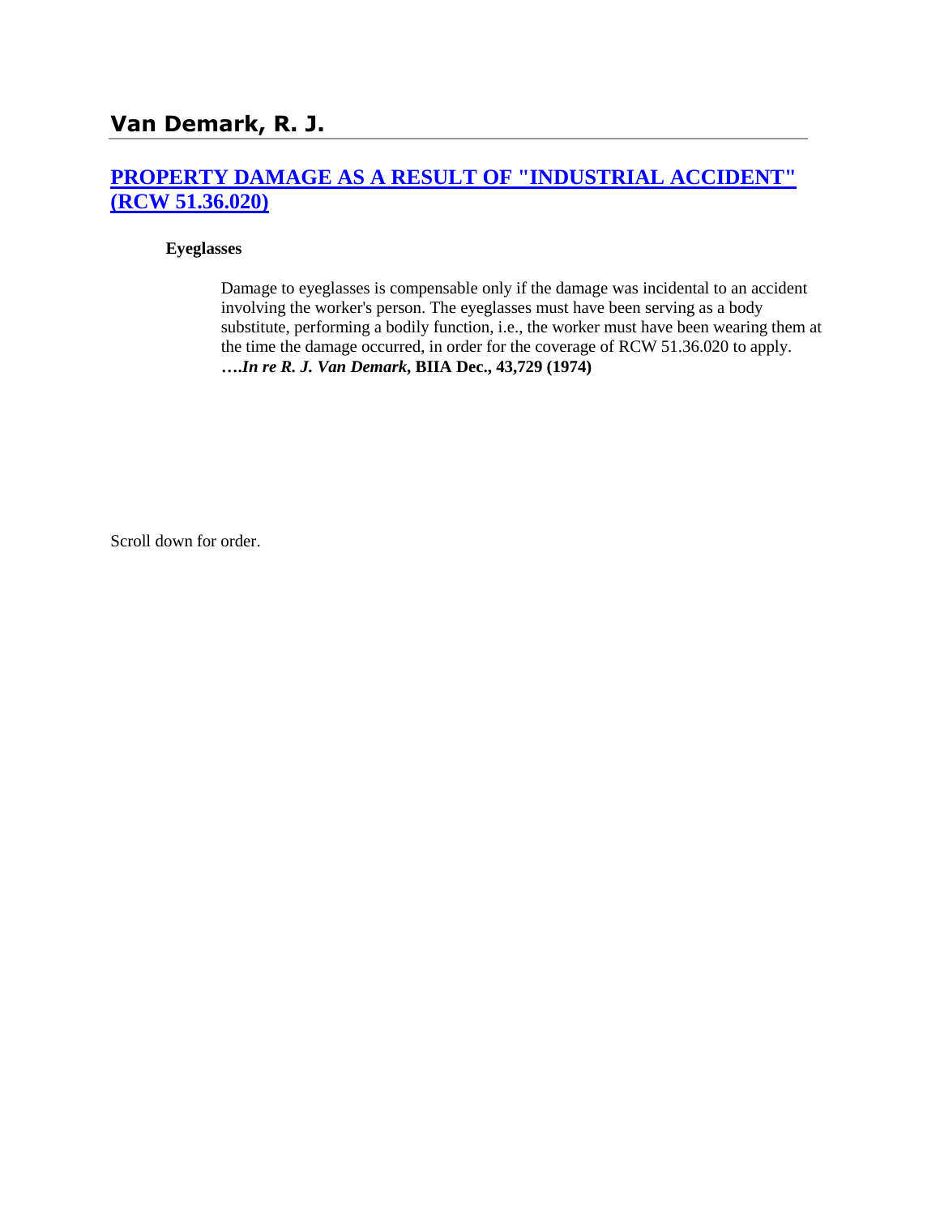# Van Demark, R. J.

## [PROPERTY DAMAGE AS A RESULT OF "INDUSTRIAL ACCIDENT" (RCW 51.36.020)]

**Eyeglasses**

> Damage to eyeglasses is compensable only if the damage was incidental to an accident involving the worker's person. The eyeglasses must have been serving as a body substitute, performing a bodily function, i.e., the worker must have been wearing them at the time the damage occurred, in order for the coverage of RCW 51.36.020 to apply. ***….In re R. J. Van Demark*, BIIA Dec., 43,729 (1974)**

Scroll down for order.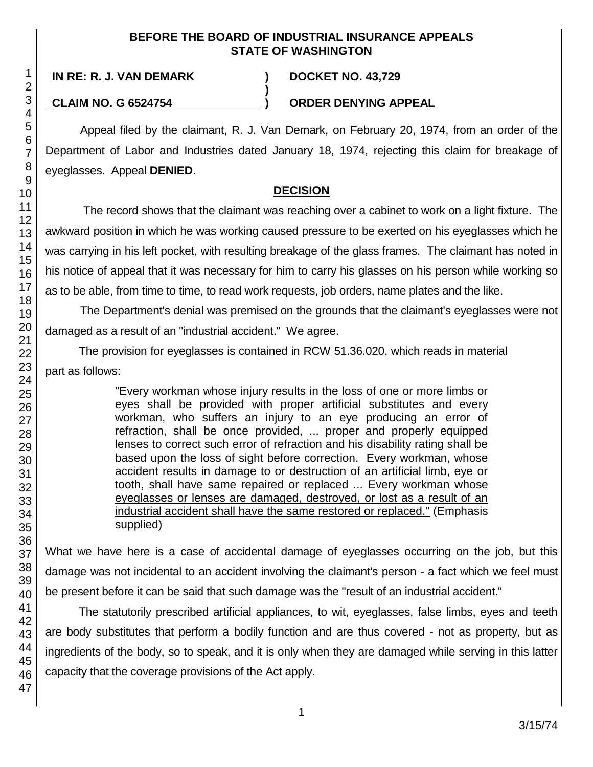**BEFORE THE BOARD OF INDUSTRIAL INSURANCE APPEALS**
**STATE OF WASHINGTON**

| | | |
|---|---|---|
| **IN RE: R. J. VAN DEMARK** | **)** | **DOCKET NO. 43,729** |
| | **)** | |
| **CLAIM NO. G 6524754** | **)** | **ORDER DENYING APPEAL** |

Appeal filed by the claimant, R. J. Van Demark, on February 20, 1974, from an order of the Department of Labor and Industries dated January 18, 1974, rejecting this claim for breakage of eyeglasses. Appeal **DENIED**.

## DECISION

The record shows that the claimant was reaching over a cabinet to work on a light fixture. The awkward position in which he was working caused pressure to be exerted on his eyeglasses which he was carrying in his left pocket, with resulting breakage of the glass frames. The claimant has noted in his notice of appeal that it was necessary for him to carry his glasses on his person while working so as to be able, from time to time, to read work requests, job orders, name plates and the like.

The Department's denial was premised on the grounds that the claimant's eyeglasses were not damaged as a result of an "industrial accident." We agree.

The provision for eyeglasses is contained in RCW 51.36.020, which reads in material part as follows:

> "Every workman whose injury results in the loss of one or more limbs or eyes shall be provided with proper artificial substitutes and every workman, who suffers an injury to an eye producing an error of refraction, shall be once provided, ... proper and properly equipped lenses to correct such error of refraction and his disability rating shall be based upon the loss of sight before correction. Every workman, whose accident results in damage to or destruction of an artificial limb, eye or tooth, shall have same repaired or replaced ... Every workman whose eyeglasses or lenses are damaged, destroyed, or lost as a result of an industrial accident shall have the same restored or replaced." (Emphasis supplied)

What we have here is a case of accidental damage of eyeglasses occurring on the job, but this damage was not incidental to an accident involving the claimant's person - a fact which we feel must be present before it can be said that such damage was the "result of an industrial accident."

The statutorily prescribed artificial appliances, to wit, eyeglasses, false limbs, eyes and teeth are body substitutes that perform a bodily function and are thus covered - not as property, but as ingredients of the body, so to speak, and it is only when they are damaged while serving in this latter capacity that the coverage provisions of the Act apply.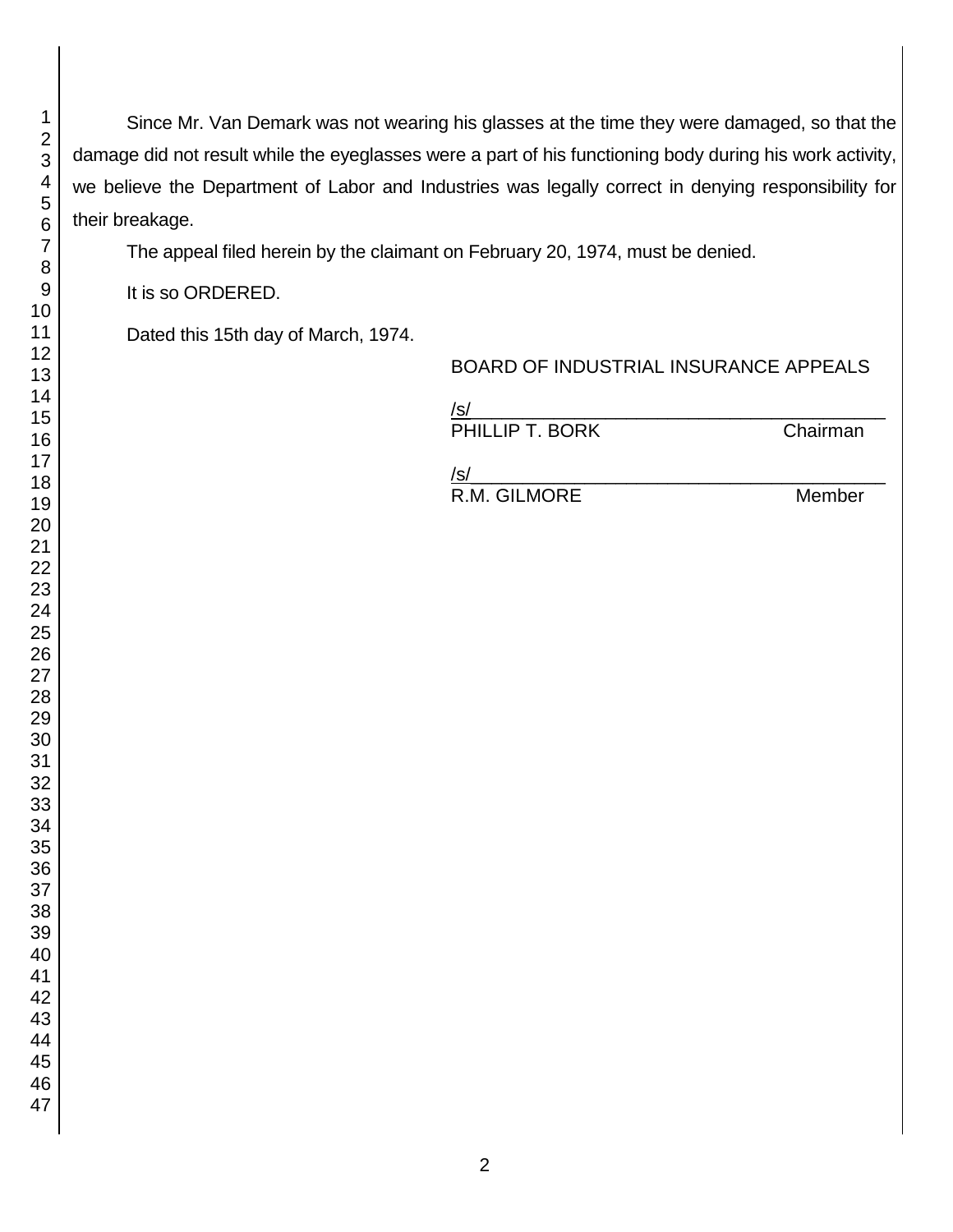Since Mr. Van Demark was not wearing his glasses at the time they were damaged, so that the damage did not result while the eyeglasses were a part of his functioning body during his work activity, we believe the Department of Labor and Industries was legally correct in denying responsibility for their breakage.

The appeal filed herein by the claimant on February 20, 1974, must be denied.

It is so ORDERED.

Dated this 15th day of March, 1974.

BOARD OF INDUSTRIAL INSURANCE APPEALS

/s/
PHILLIP T. BORK Chairman

/s/
R.M. GILMORE Member